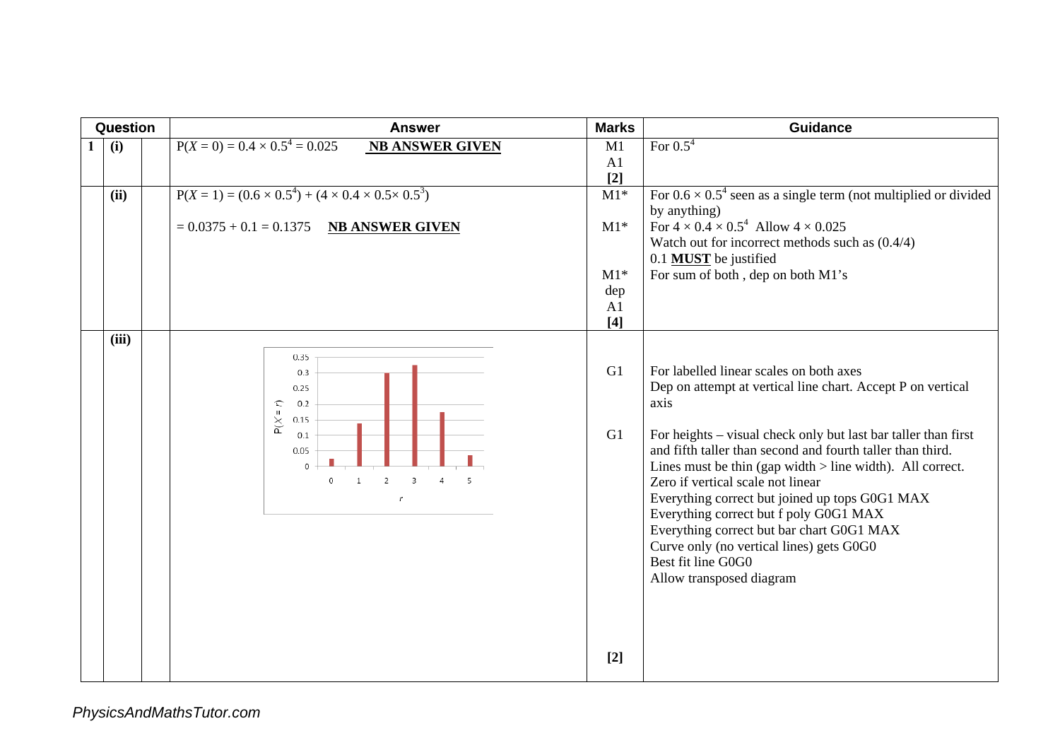| Question | | | Answer | Marks | Guidance |
|---|---|---|---|---|---|
| 1 | (i) | | $P(X = 0) = 0.4 \times 0.5^4 = 0.025$ **NB ANSWER GIVEN** | M1<br>A1<br>**[2]** | For $0.5^4$ |
| | (ii) | | $P(X = 1) = (0.6 \times 0.5^4) + (4 \times 0.4 \times 0.5 \times 0.5^3)$<br><br>$= 0.0375 + 0.1 = 0.1375$ **NB ANSWER GIVEN** | M1*<br><br>M1*<br><br><br><br>M1* dep<br>A1<br>**[4]** | For $0.6 \times 0.5^4$ seen as a single term (not multiplied or divided by anything)<br>For $4 \times 0.4 \times 0.5^4$ Allow $4 \times 0.025$<br>Watch out for incorrect methods such as (0.4/4)<br>0.1 **MUST** be justified<br>For sum of both , dep on both M1's |
| | (iii) | | [Vertical line chart: vertical axis $P(X = r)$ with scale 0 to 0.35 in steps of 0.05; horizontal axis $r$ with values 0, 1, 2, 3, 4, 5] | G1<br><br><br><br>G1<br><br><br><br><br><br><br><br><br><br><br>**[2]** | For labelled linear scales on both axes<br>Dep on attempt at vertical line chart. Accept P on vertical axis<br><br>For heights – visual check only but last bar taller than first and fifth taller than second and fourth taller than third.<br>Lines must be thin (gap width > line width). All correct.<br>Zero if vertical scale not linear<br>Everything correct but joined up tops G0G1 MAX<br>Everything correct but f poly G0G1 MAX<br>Everything correct but bar chart G0G1 MAX<br>Curve only (no vertical lines) gets G0G0<br>Best fit line G0G0<br>Allow transposed diagram |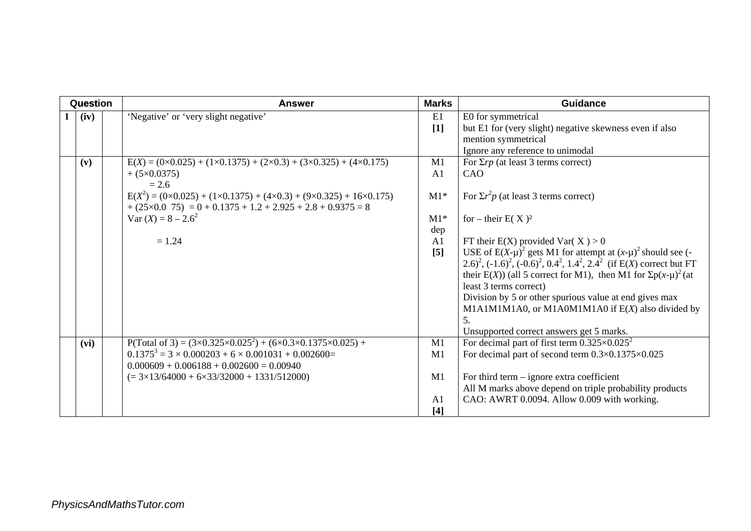| Question | | | Answer | Marks | Guidance |
|---|---|---|---|---|---|
| 1 | (iv) | | 'Negative' or 'very slight negative' | E1<br>[1] | E0 for symmetrical<br>but E1 for (very slight) negative skewness even if also mention symmetrical<br>Ignore any reference to unimodal |
| | (v) | | $E(X) = (0\times0.025) + (1\times0.1375) + (2\times0.3) + (3\times0.325) + (4\times0.175) + (5\times0.0375)$<br>$= 2.6$<br>$E(X^2) = (0\times0.025) + (1\times0.1375) + (4\times0.3) + (9\times0.325) + 16\times0.175) + (25\times0.0\ \ 75) = 0 + 0.1375 + 1.2 + 2.925 + 2.8 + 0.9375 = 8$<br>$\text{Var}(X) = 8 - 2.6^2$<br><br>$= 1.24$ | M1<br>A1<br><br>M1*<br><br>M1*<br>dep<br>A1<br>[5] | For $\Sigma rp$ (at least 3 terms correct)<br>CAO<br><br>For $\Sigma r^2p$ (at least 3 terms correct)<br><br>for – their $E(X)^2$<br><br>FT their E(X) provided $\text{Var}(X) > 0$<br>USE of $E(X-\mu)^2$ gets M1 for attempt at $(x-\mu)^2$ should see $(-2.6)^2$, $(-1.6)^2$, $(-0.6)^2$, $0.4^2$, $1.4^2$, $2.4^2$ (if $E(X)$ correct but FT their $E(X)$) (all 5 correct for M1), then M1 for $\Sigma p(x-\mu)^2$ (at least 3 terms correct)<br>Division by 5 or other spurious value at end gives max M1A1M1M1A0, or M1A0M1M1A0 if $E(X)$ also divided by 5.<br>Unsupported correct answers get 5 marks. |
| | (vi) | | P(Total of 3) = $(3\times0.325\times0.025^2) + (6\times0.3\times0.1375\times0.025) + 0.1375^3 = 3 \times 0.000203 + 6 \times 0.001031 + 0.002600 = 0.000609 + 0.006188 + 0.002600 = 0.00940$<br>$(= 3\times13/64000 + 6\times33/32000 + 1331/512000)$ | M1<br>M1<br><br>M1<br><br>A1<br>[4] | For decimal part of first term $0.325\times0.025^2$<br>For decimal part of second term $0.3\times0.1375\times0.025$<br><br>For third term – ignore extra coefficient<br>All M marks above depend on triple probability products<br>CAO: AWRT 0.0094. Allow 0.009 with working. |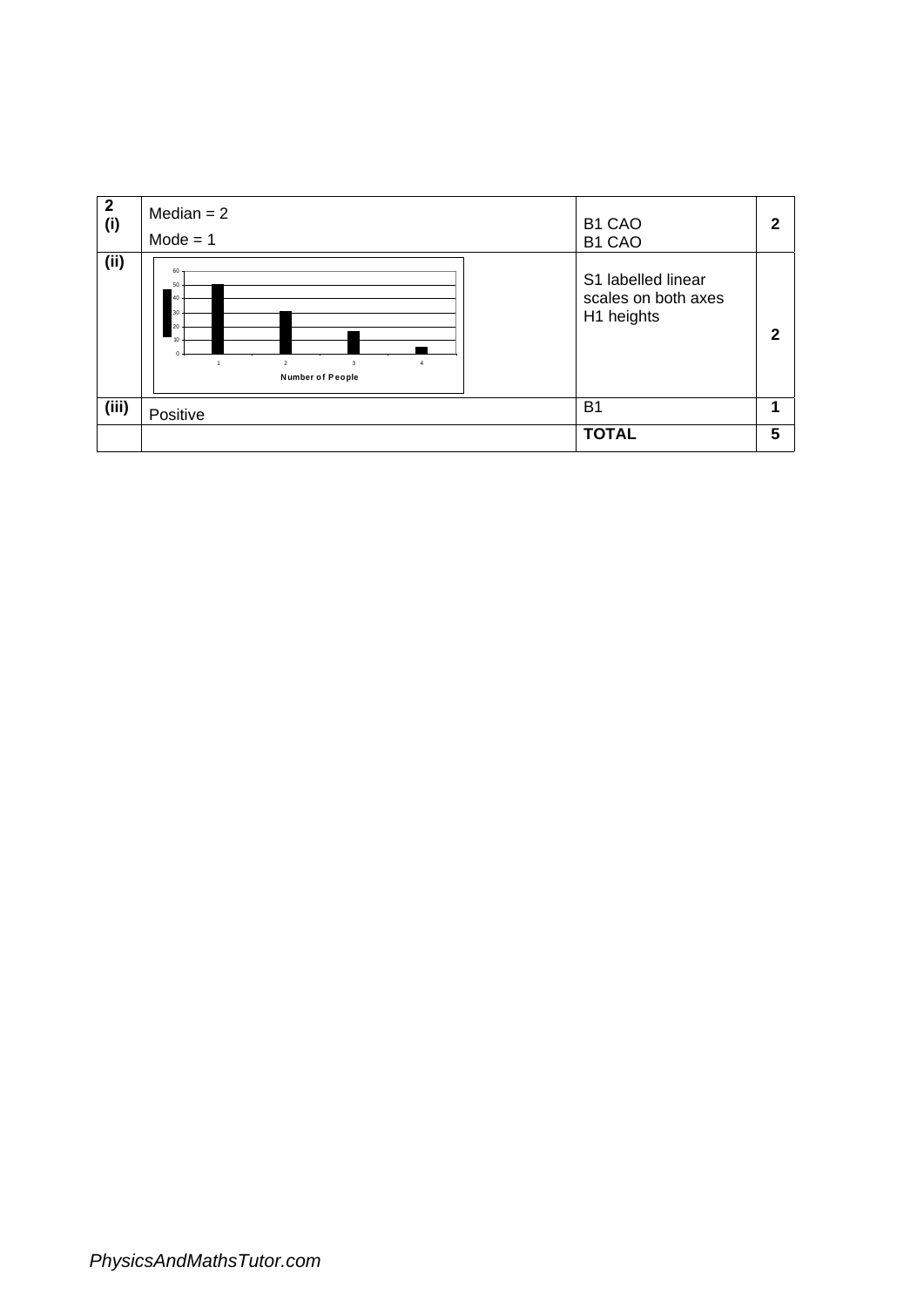| 2 (i) | Median = 2<br>Mode = 1 | B1 CAO<br>B1 CAO | 2 |
|---|---|---|---|
| (ii) | [Bar chart: y-axis 0–60; x-axis Number of People 1, 2, 3, 4] | S1 labelled linear scales on both axes<br>H1 heights | 2 |
| (iii) | Positive | B1 | 1 |
| | | **TOTAL** | **5** |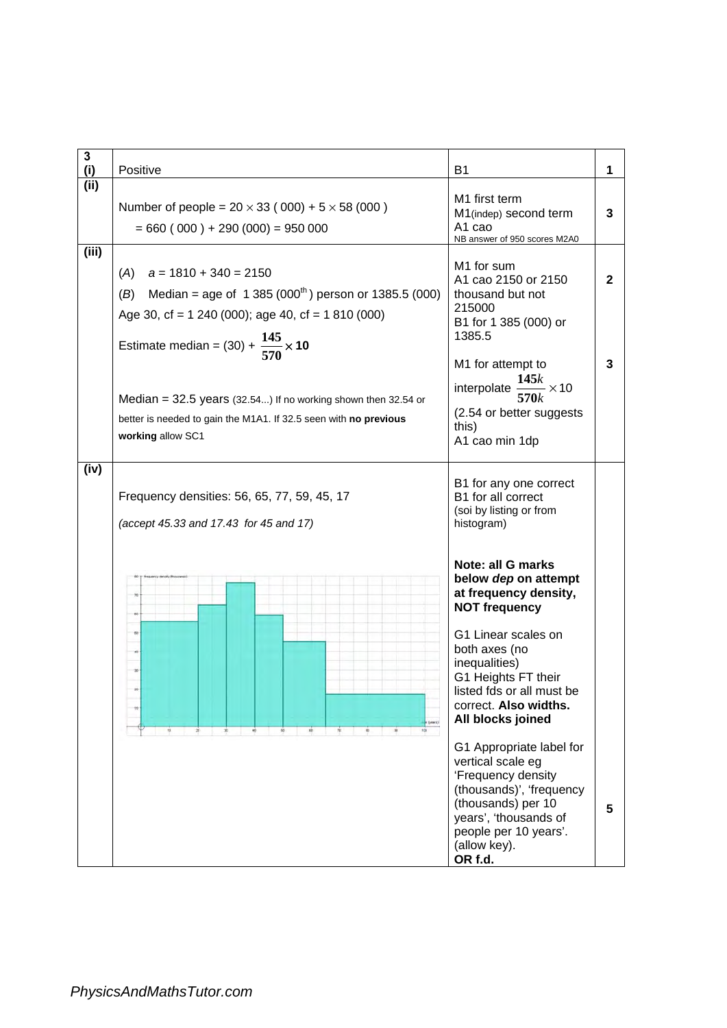| 3 (i) | Positive | B1 | 1 |
|---|---|---|---|
| (ii) | Number of people = $20 \times 33$ ( 000) + $5 \times 58$ (000 )<br>= 660 ( 000 ) + 290 (000) = 950 000 | M1 first term<br>M1(indep) second term<br>A1 cao<br>NB answer of 950 scores M2A0 | 3 |
| (iii) | (*A*) $a = 1810 + 340 = 2150$<br>(*B*) Median = age of 1 385 (000[th]) person or 1385.5 (000)<br>Age 30, cf = 1 240 (000); age 40, cf = 1 810 (000)<br>Estimate median = (30) + $\frac{145}{570} \times 10$<br><br>Median = 32.5 years (32.54...) If no working shown then 32.54 or better is needed to gain the M1A1. If 32.5 seen with **no previous working** allow SC1 | M1 for sum<br>A1 cao 2150 or 2150 thousand but not 215000<br>B1 for 1 385 (000) or 1385.5<br><br>M1 for attempt to interpolate $\frac{145k}{570k} \times 10$<br>(2.54 or better suggests this)<br>A1 cao min 1dp | 2<br><br><br><br>3 |
| (iv) | Frequency densities: 56, 65, 77, 59, 45, 17<br>*(accept 45.33 and 17.43 for 45 and 17)* | B1 for any one correct<br>B1 for all correct<br>(soi by listing or from histogram)<br><br>**Note: all G marks below *dep* on attempt at frequency density, NOT frequency**<br><br>G1 Linear scales on both axes (no inequalities)<br>G1 Heights FT their listed fds or all must be correct. **Also widths. All blocks joined**<br><br>G1 Appropriate label for vertical scale eg 'Frequency density (thousands)', 'frequency (thousands) per 10 years', 'thousands of people per 10 years'. (allow key).<br>**OR f.d.** | 5 |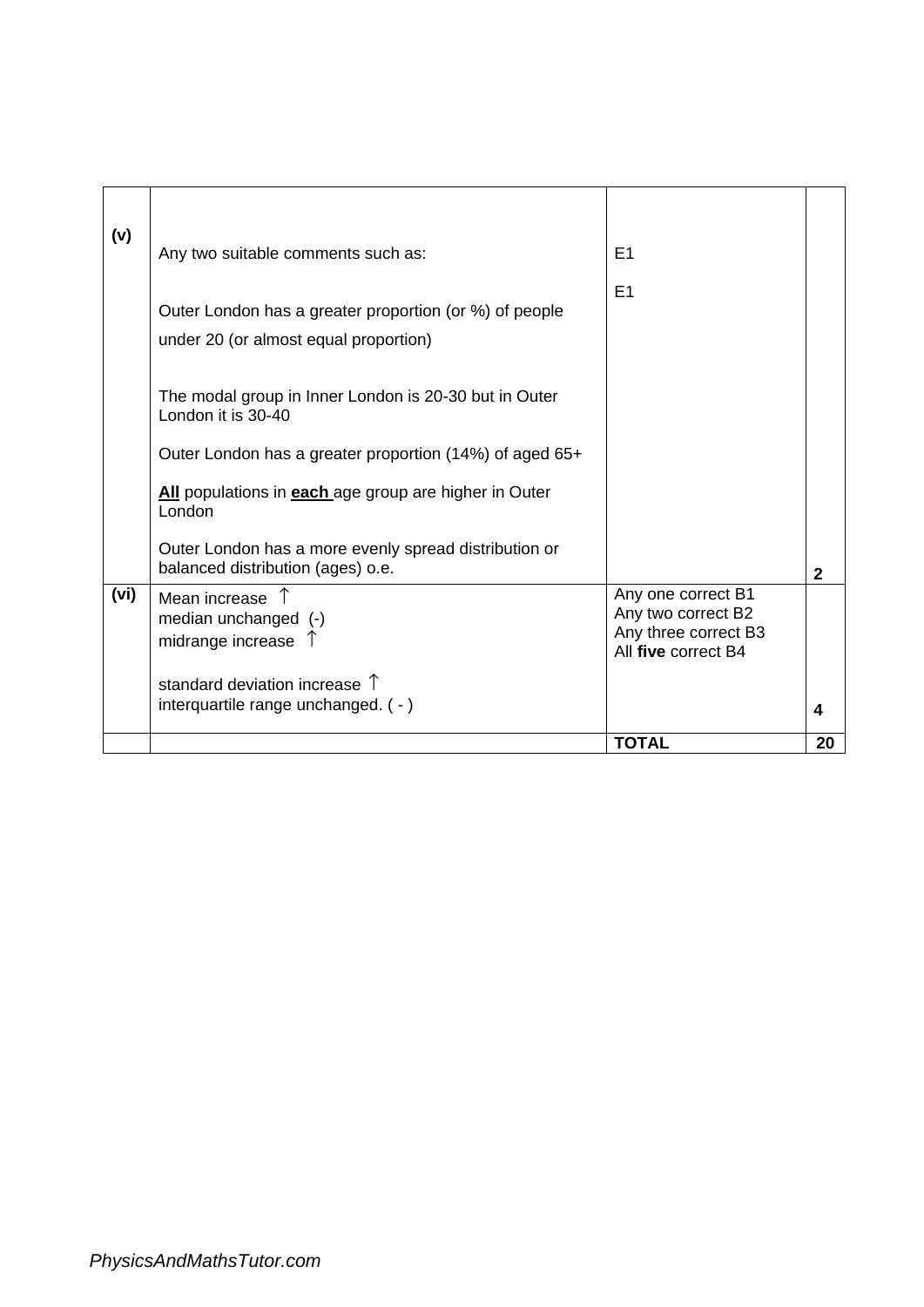| | | | |
|---|---|---|---|
| **(v)** | Any two suitable comments such as:<br><br>Outer London has a greater proportion (or %) of people under 20 (or almost equal proportion)<br><br>The modal group in Inner London is 20-30 but in Outer London it is 30-40<br><br>Outer London has a greater proportion (14%) of aged 65+<br><br>**All** populations in **each** age group are higher in Outer London<br><br>Outer London has a more evenly spread distribution or balanced distribution (ages) o.e. | E1<br><br>E1 | **2** |
| **(vi)** | Mean increase ↑<br>median unchanged (-)<br>midrange increase ↑<br><br>standard deviation increase ↑<br>interquartile range unchanged. ( - ) | Any one correct B1<br>Any two correct B2<br>Any three correct B3<br>All **five** correct B4 | **4** |
| | | **TOTAL** | **20** |